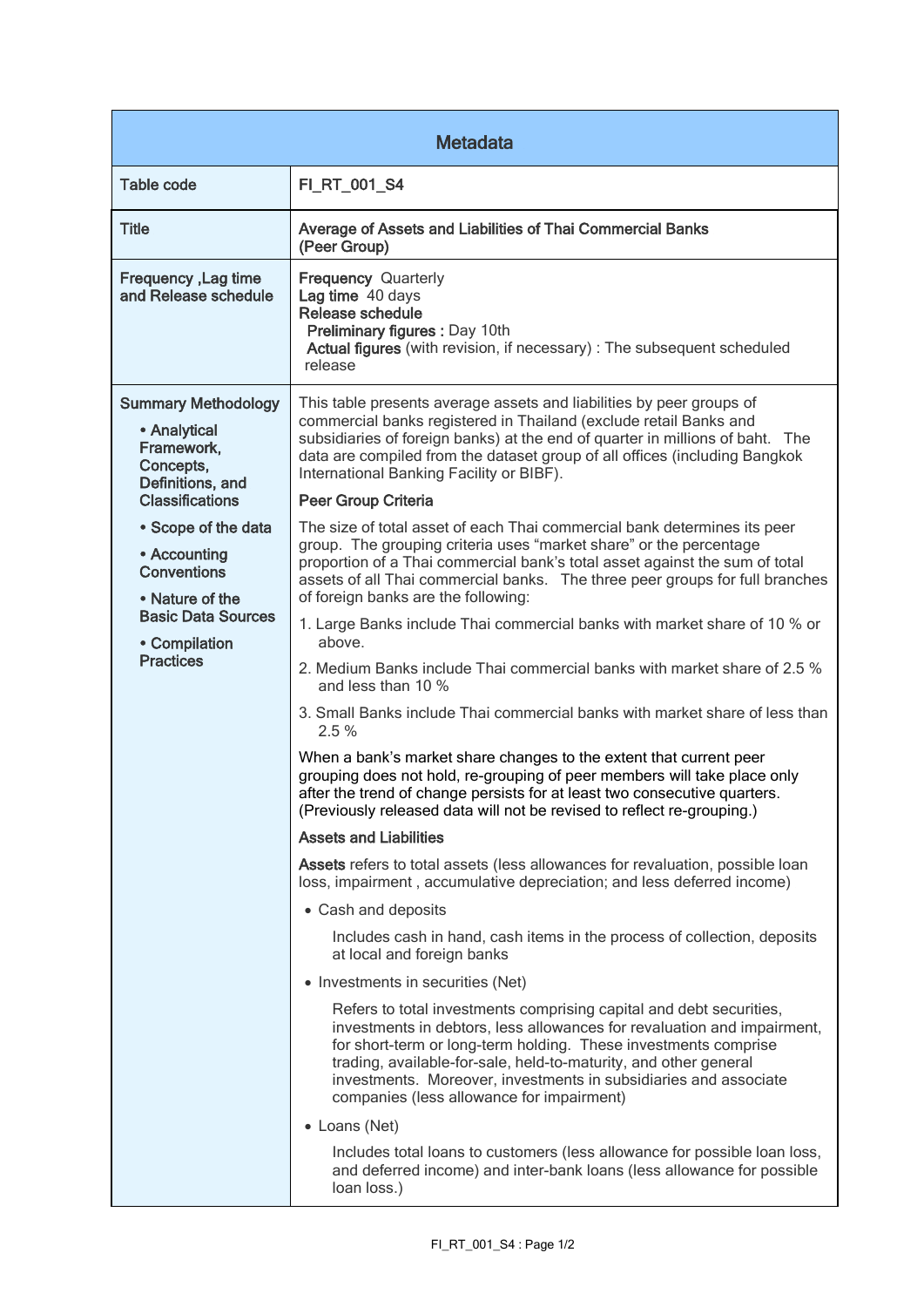# Metadata

| | |
|---|---|
| **Table code** | **FI_RT_001_S4** |
| **Title** | **Average of Assets and Liabilities of Thai Commercial Banks (Peer Group)** |
| **Frequency ,Lag time and Release schedule** | **Frequency** Quarterly<br>**Lag time** 40 days<br>**Release schedule**<br>**Preliminary figures :** Day 10th<br>**Actual figures** (with revision, if necessary) : The subsequent scheduled release |
| **Summary Methodology**<br>• **Analytical Framework, Concepts, Definitions, and Classifications**<br>• **Scope of the data**<br>• **Accounting Conventions**<br>• **Nature of the Basic Data Sources**<br>• **Compilation Practices** | This table presents average assets and liabilities by peer groups of commercial banks registered in Thailand (exclude retail Banks and subsidiaries of foreign banks) at the end of quarter in millions of baht. The data are compiled from the dataset group of all offices (including Bangkok International Banking Facility or BIBF).<br><br>**Peer Group Criteria**<br><br>The size of total asset of each Thai commercial bank determines its peer group. The grouping criteria uses "market share" or the percentage proportion of a Thai commercial bank's total asset against the sum of total assets of all Thai commercial banks. The three peer groups for full branches of foreign banks are the following:<br><br>1. Large Banks include Thai commercial banks with market share of 10 % or above.<br>2. Medium Banks include Thai commercial banks with market share of 2.5 % and less than 10 %<br>3. Small Banks include Thai commercial banks with market share of less than 2.5 %<br><br>When a bank's market share changes to the extent that current peer grouping does not hold, re-grouping of peer members will take place only after the trend of change persists for at least two consecutive quarters. (Previously released data will not be revised to reflect re-grouping.)<br><br>**Assets and Liabilities**<br><br>**Assets** refers to total assets (less allowances for revaluation, possible loan loss, impairment , accumulative depreciation; and less deferred income)<br><br>• Cash and deposits<br>Includes cash in hand, cash items in the process of collection, deposits at local and foreign banks<br><br>• Investments in securities (Net)<br>Refers to total investments comprising capital and debt securities, investments in debtors, less allowances for revaluation and impairment, for short-term or long-term holding. These investments comprise trading, available-for-sale, held-to-maturity, and other general investments. Moreover, investments in subsidiaries and associate companies (less allowance for impairment)<br><br>• Loans (Net)<br>Includes total loans to customers (less allowance for possible loan loss, and deferred income) and inter-bank loans (less allowance for possible loan loss.) |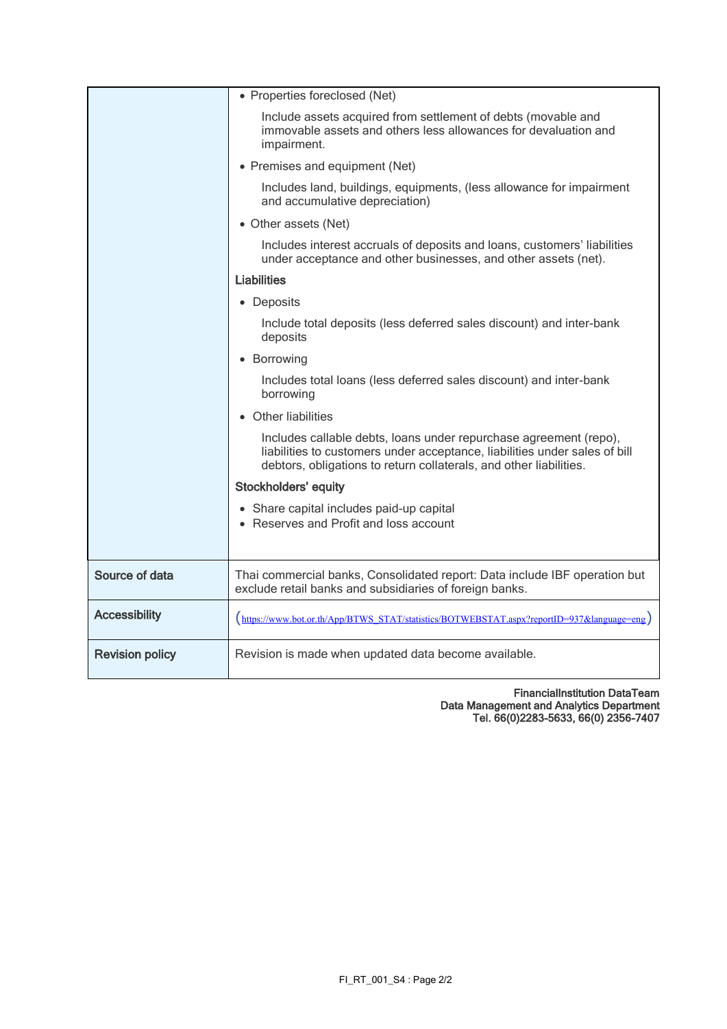| | |
|---|---|
| | • Properties foreclosed (Net)<br><br>Include assets acquired from settlement of debts (movable and immovable assets and others less allowances for devaluation and impairment.<br><br>• Premises and equipment (Net)<br><br>Includes land, buildings, equipments, (less allowance for impairment and accumulative depreciation)<br><br>• Other assets (Net)<br><br>Includes interest accruals of deposits and loans, customers' liabilities under acceptance and other businesses, and other assets (net).<br><br>**Liabilities**<br><br>• Deposits<br><br>Include total deposits (less deferred sales discount) and inter-bank deposits<br><br>• Borrowing<br><br>Includes total loans (less deferred sales discount) and inter-bank borrowing<br><br>• Other liabilities<br><br>Includes callable debts, loans under repurchase agreement (repo), liabilities to customers under acceptance, liabilities under sales of bill debtors, obligations to return collaterals, and other liabilities.<br><br>**Stockholders' equity**<br><br>• Share capital includes paid-up capital<br>• Reserves and Profit and loss account |
| **Source of data** | Thai commercial banks, Consolidated report: Data include IBF operation but exclude retail banks and subsidiaries of foreign banks. |
| **Accessibility** | (https://www.bot.or.th/App/BTWS_STAT/statistics/BOTWEBSTAT.aspx?reportID=937&language=eng) |
| **Revision policy** | Revision is made when updated data become available. |

**FinancialInstitution DataTeam**
**Data Management and Analytics Department**
**Tel. 66(0)2283-5633, 66(0) 2356-7407**

FI_RT_001_S4